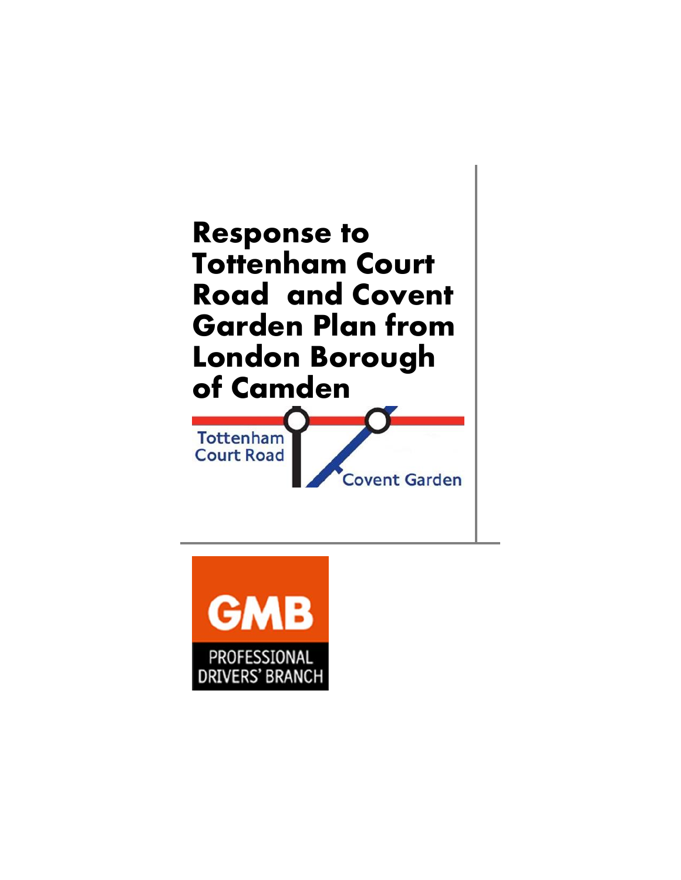# Response to Tottenham Court Road and Covent Garden Plan from London Borough of Camden

Tottenham Court Road

Covent Garden

GMB

PROFESSIONAL DRIVERS' BRANCH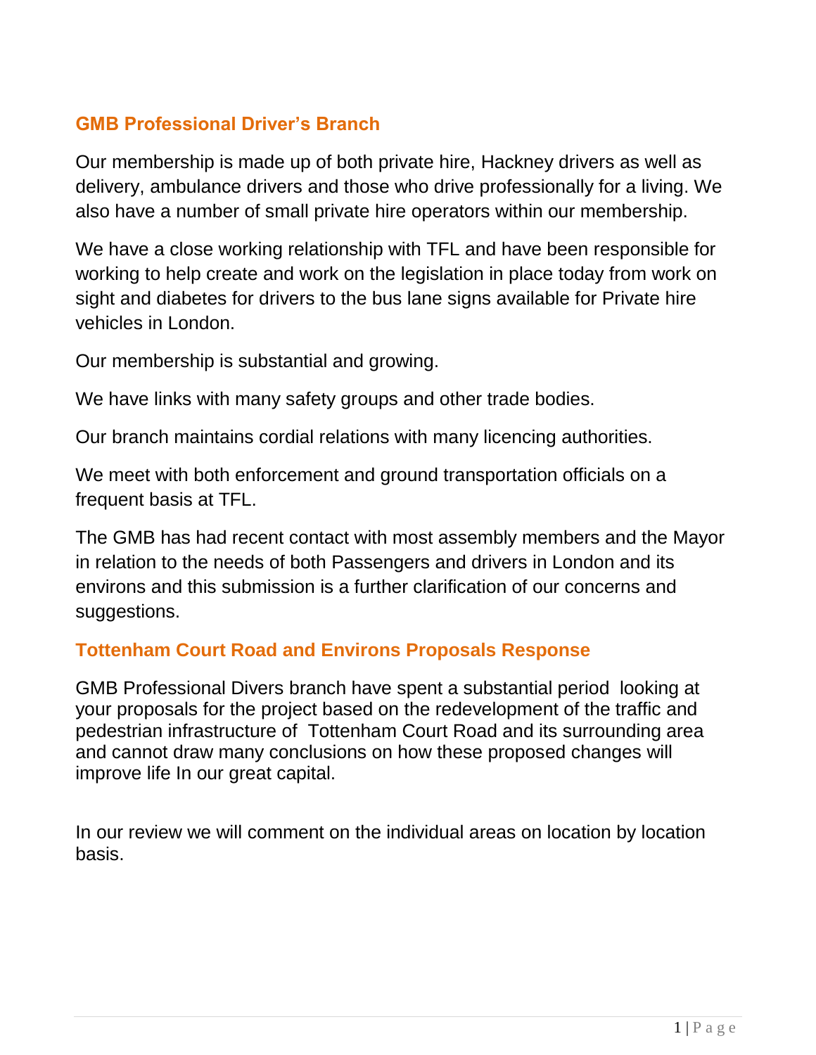## GMB Professional Driver's Branch

Our membership is made up of both private hire, Hackney drivers as well as delivery, ambulance drivers and those who drive professionally for a living. We also have a number of small private hire operators within our membership.

We have a close working relationship with TFL and have been responsible for working to help create and work on the legislation in place today from work on sight and diabetes for drivers to the bus lane signs available for Private hire vehicles in London.

Our membership is substantial and growing.

We have links with many safety groups and other trade bodies.

Our branch maintains cordial relations with many licencing authorities.

We meet with both enforcement and ground transportation officials on a frequent basis at TFL.

The GMB has had recent contact with most assembly members and the Mayor in relation to the needs of both Passengers and drivers in London and its environs and this submission is a further clarification of our concerns and suggestions.

## Tottenham Court Road and Environs Proposals Response

GMB Professional Divers branch have spent a substantial period looking at your proposals for the project based on the redevelopment of the traffic and pedestrian infrastructure of Tottenham Court Road and its surrounding area and cannot draw many conclusions on how these proposed changes will improve life In our great capital.

In our review we will comment on the individual areas on location by location basis.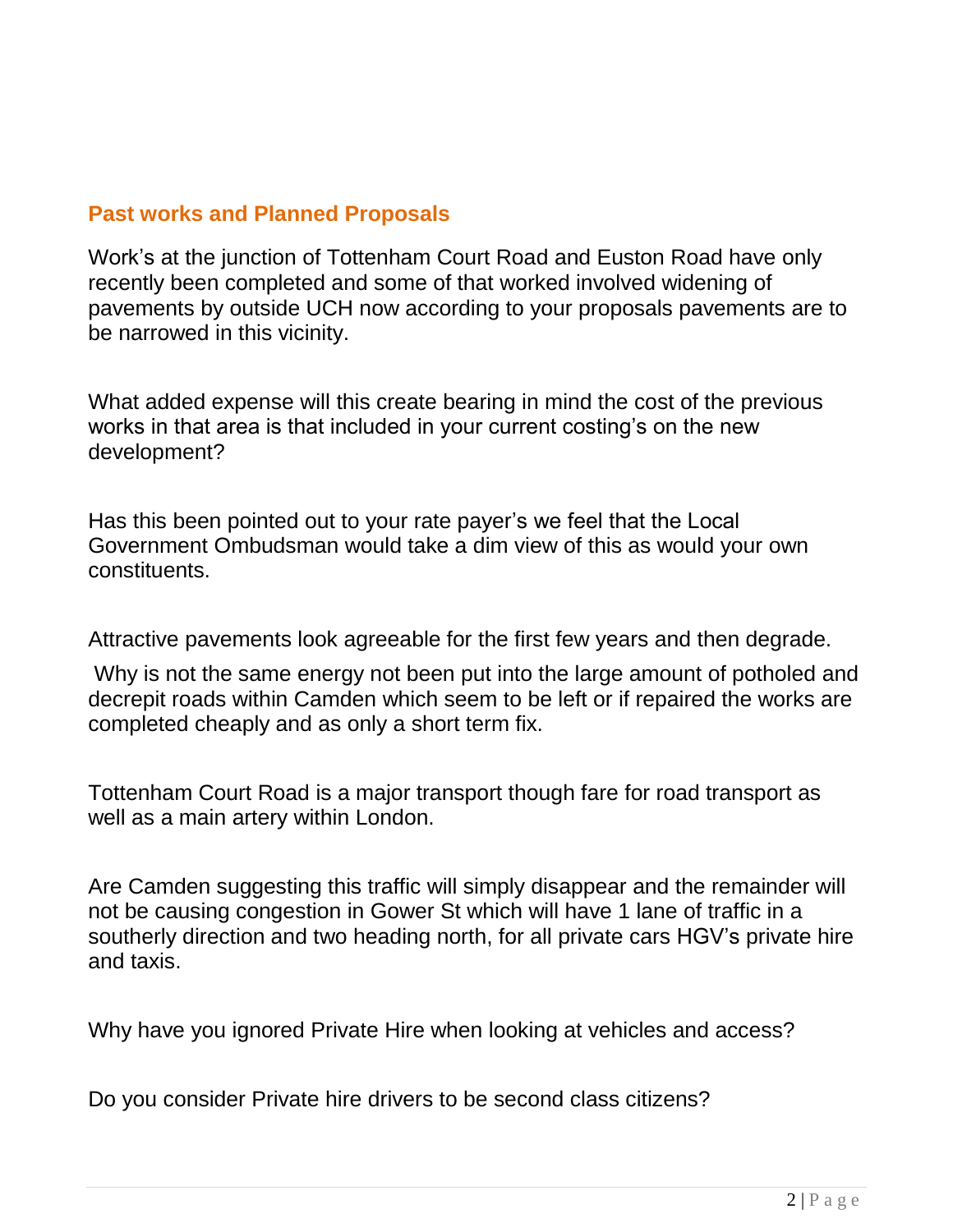## Past works and Planned Proposals

Work's at the junction of Tottenham Court Road and Euston Road have only recently been completed and some of that worked involved widening of pavements by outside UCH now according to your proposals pavements are to be narrowed in this vicinity.

What added expense will this create bearing in mind the cost of the previous works in that area is that included in your current costing's on the new development?

Has this been pointed out to your rate payer's we feel that the Local Government Ombudsman would take a dim view of this as would your own constituents.

Attractive pavements look agreeable for the first few years and then degrade.

Why is not the same energy not been put into the large amount of potholed and decrepit roads within Camden which seem to be left or if repaired the works are completed cheaply and as only a short term fix.

Tottenham Court Road is a major transport though fare for road transport as well as a main artery within London.

Are Camden suggesting this traffic will simply disappear and the remainder will not be causing congestion in Gower St which will have 1 lane of traffic in a southerly direction and two heading north, for all private cars HGV's private hire and taxis.

Why have you ignored Private Hire when looking at vehicles and access?

Do you consider Private hire drivers to be second class citizens?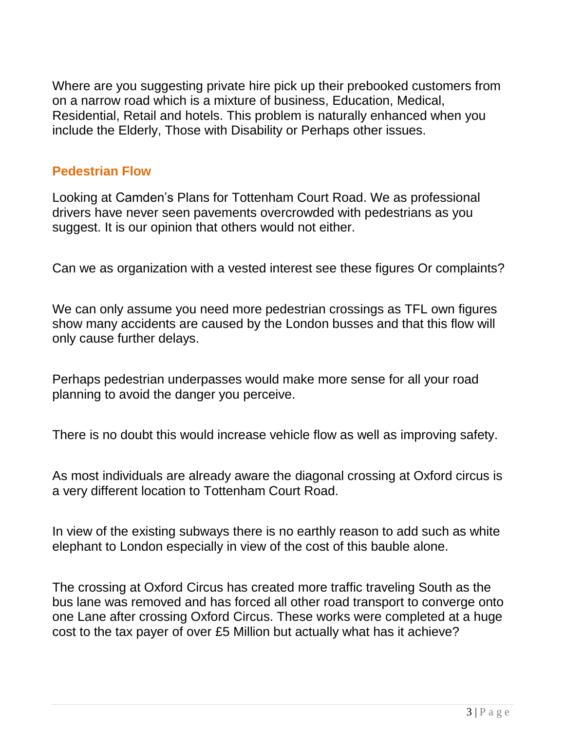Where are you suggesting private hire pick up their prebooked customers from on a narrow road which is a mixture of business, Education, Medical, Residential, Retail and hotels. This problem is naturally enhanced when you include the Elderly, Those with Disability or Perhaps other issues.

## Pedestrian Flow

Looking at Camden's Plans for Tottenham Court Road. We as professional drivers have never seen pavements overcrowded with pedestrians as you suggest. It is our opinion that others would not either.

Can we as organization with a vested interest see these figures Or complaints?

We can only assume you need more pedestrian crossings as TFL own figures show many accidents are caused by the London busses and that this flow will only cause further delays.

Perhaps pedestrian underpasses would make more sense for all your road planning to avoid the danger you perceive.

There is no doubt this would increase vehicle flow as well as improving safety.

As most individuals are already aware the diagonal crossing at Oxford circus is a very different location to Tottenham Court Road.

In view of the existing subways there is no earthly reason to add such as white elephant to London especially in view of the cost of this bauble alone.

The crossing at Oxford Circus has created more traffic traveling South as the bus lane was removed and has forced all other road transport to converge onto one Lane after crossing Oxford Circus. These works were completed at a huge cost to the tax payer of over £5 Million but actually what has it achieve?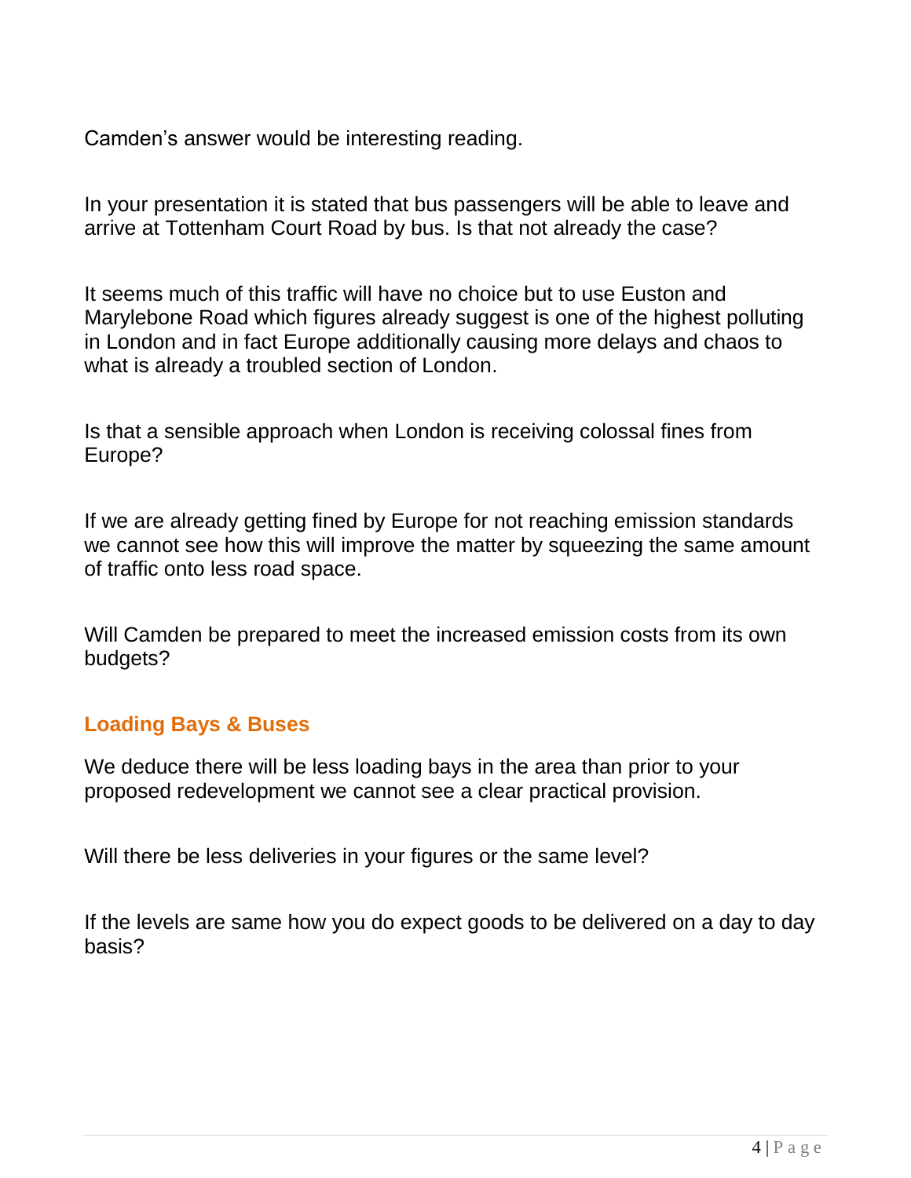Camden's answer would be interesting reading.

In your presentation it is stated that bus passengers will be able to leave and arrive at Tottenham Court Road by bus. Is that not already the case?

It seems much of this traffic will have no choice but to use Euston and Marylebone Road which figures already suggest is one of the highest polluting in London and in fact Europe additionally causing more delays and chaos to what is already a troubled section of London.

Is that a sensible approach when London is receiving colossal fines from Europe?

If we are already getting fined by Europe for not reaching emission standards we cannot see how this will improve the matter by squeezing the same amount of traffic onto less road space.

Will Camden be prepared to meet the increased emission costs from its own budgets?

## Loading Bays & Buses

We deduce there will be less loading bays in the area than prior to your proposed redevelopment we cannot see a clear practical provision.

Will there be less deliveries in your figures or the same level?

If the levels are same how you do expect goods to be delivered on a day to day basis?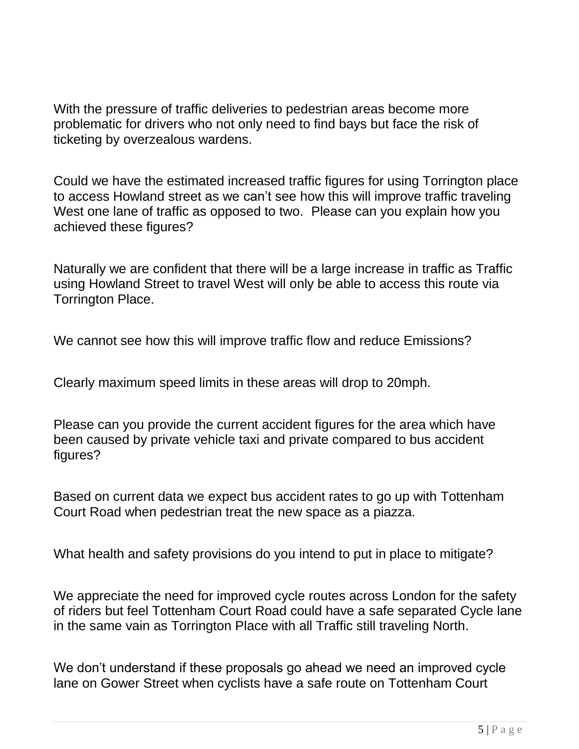With the pressure of traffic deliveries to pedestrian areas become more problematic for drivers who not only need to find bays but face the risk of ticketing by overzealous wardens.

Could we have the estimated increased traffic figures for using Torrington place to access Howland street as we can't see how this will improve traffic traveling West one lane of traffic as opposed to two.  Please can you explain how you achieved these figures?

Naturally we are confident that there will be a large increase in traffic as Traffic using Howland Street to travel West will only be able to access this route via Torrington Place.

We cannot see how this will improve traffic flow and reduce Emissions?

Clearly maximum speed limits in these areas will drop to 20mph.

Please can you provide the current accident figures for the area which have been caused by private vehicle taxi and private compared to bus accident figures?

Based on current data we expect bus accident rates to go up with Tottenham Court Road when pedestrian treat the new space as a piazza.

What health and safety provisions do you intend to put in place to mitigate?

We appreciate the need for improved cycle routes across London for the safety of riders but feel Tottenham Court Road could have a safe separated Cycle lane in the same vain as Torrington Place with all Traffic still traveling North.

We don't understand if these proposals go ahead we need an improved cycle lane on Gower Street when cyclists have a safe route on Tottenham Court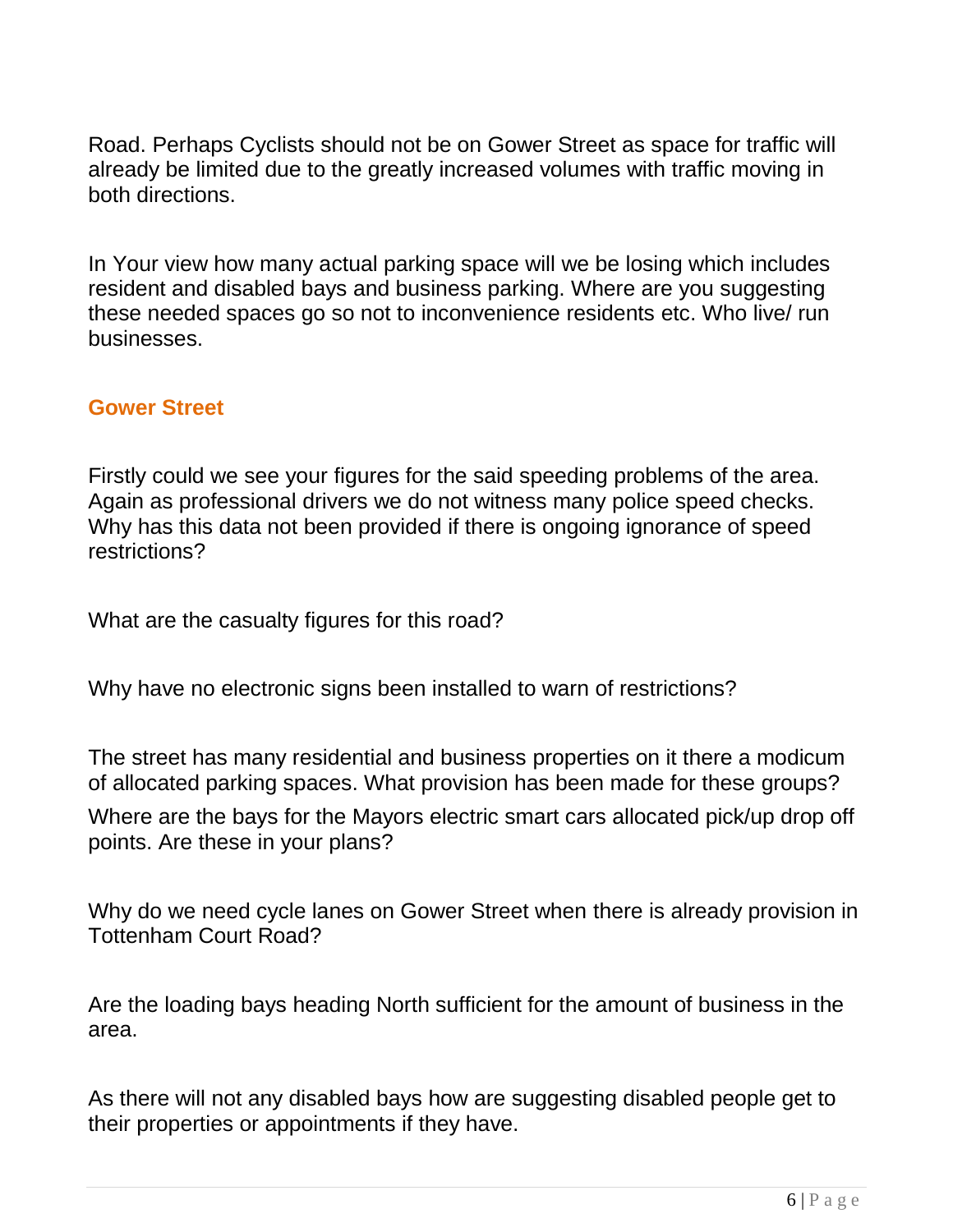Road. Perhaps Cyclists should not be on Gower Street as space for traffic will already be limited due to the greatly increased volumes with traffic moving in both directions.

In Your view how many actual parking space will we be losing which includes resident and disabled bays and business parking. Where are you suggesting these needed spaces go so not to inconvenience residents etc. Who live/ run businesses.

## Gower Street

Firstly could we see your figures for the said speeding problems of the area. Again as professional drivers we do not witness many police speed checks. Why has this data not been provided if there is ongoing ignorance of speed restrictions?

What are the casualty figures for this road?

Why have no electronic signs been installed to warn of restrictions?

The street has many residential and business properties on it there a modicum of allocated parking spaces. What provision has been made for these groups?

Where are the bays for the Mayors electric smart cars allocated pick/up drop off points. Are these in your plans?

Why do we need cycle lanes on Gower Street when there is already provision in Tottenham Court Road?

Are the loading bays heading North sufficient for the amount of business in the area.

As there will not any disabled bays how are suggesting disabled people get to their properties or appointments if they have.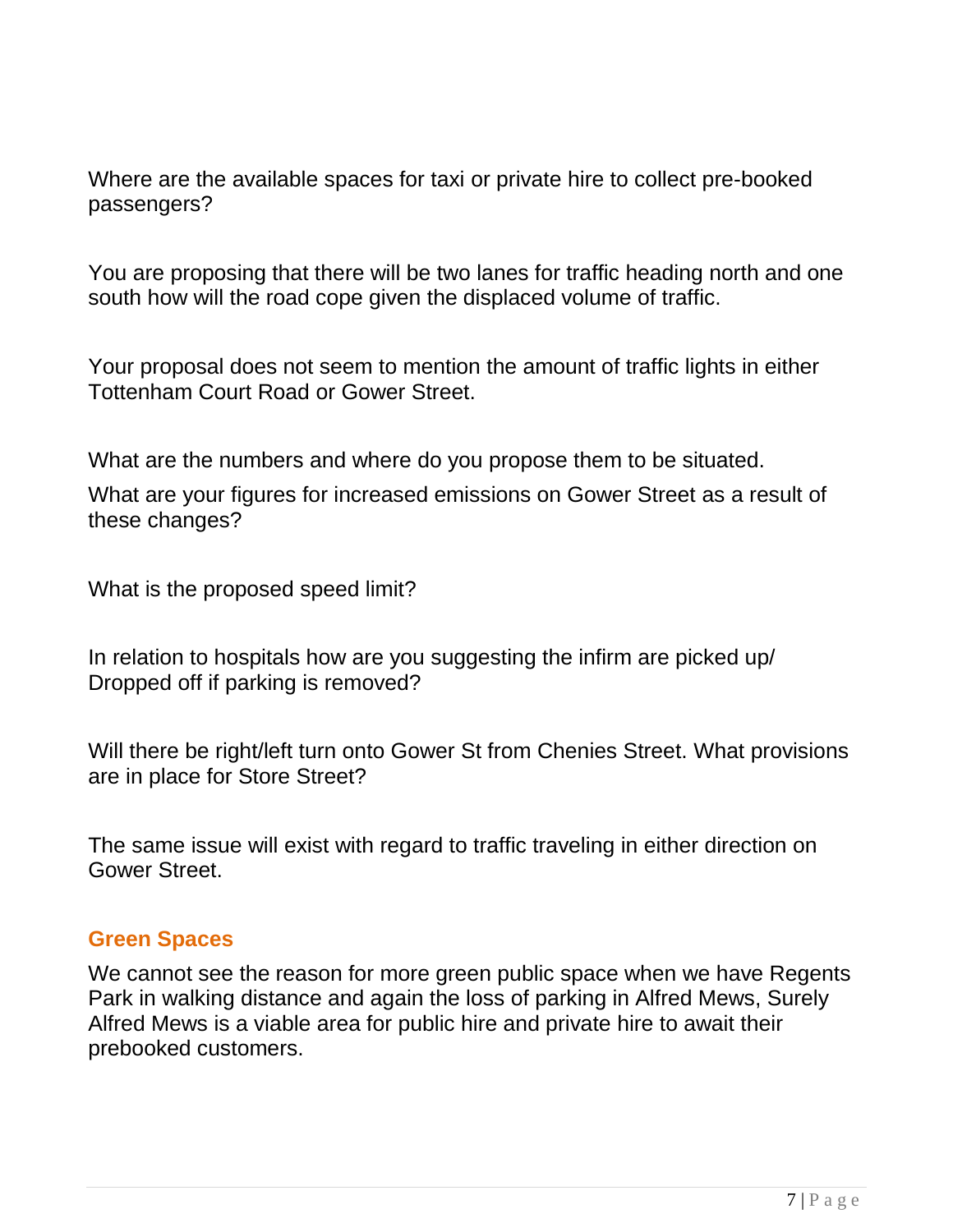Where are the available spaces for taxi or private hire to collect pre-booked passengers?

You are proposing that there will be two lanes for traffic heading north and one south how will the road cope given the displaced volume of traffic.

Your proposal does not seem to mention the amount of traffic lights in either Tottenham Court Road or Gower Street.

What are the numbers and where do you propose them to be situated.

What are your figures for increased emissions on Gower Street as a result of these changes?

What is the proposed speed limit?

In relation to hospitals how are you suggesting the infirm are picked up/ Dropped off if parking is removed?

Will there be right/left turn onto Gower St from Chenies Street. What provisions are in place for Store Street?

The same issue will exist with regard to traffic traveling in either direction on Gower Street.

## Green Spaces

We cannot see the reason for more green public space when we have Regents Park in walking distance and again the loss of parking in Alfred Mews, Surely Alfred Mews is a viable area for public hire and private hire to await their prebooked customers.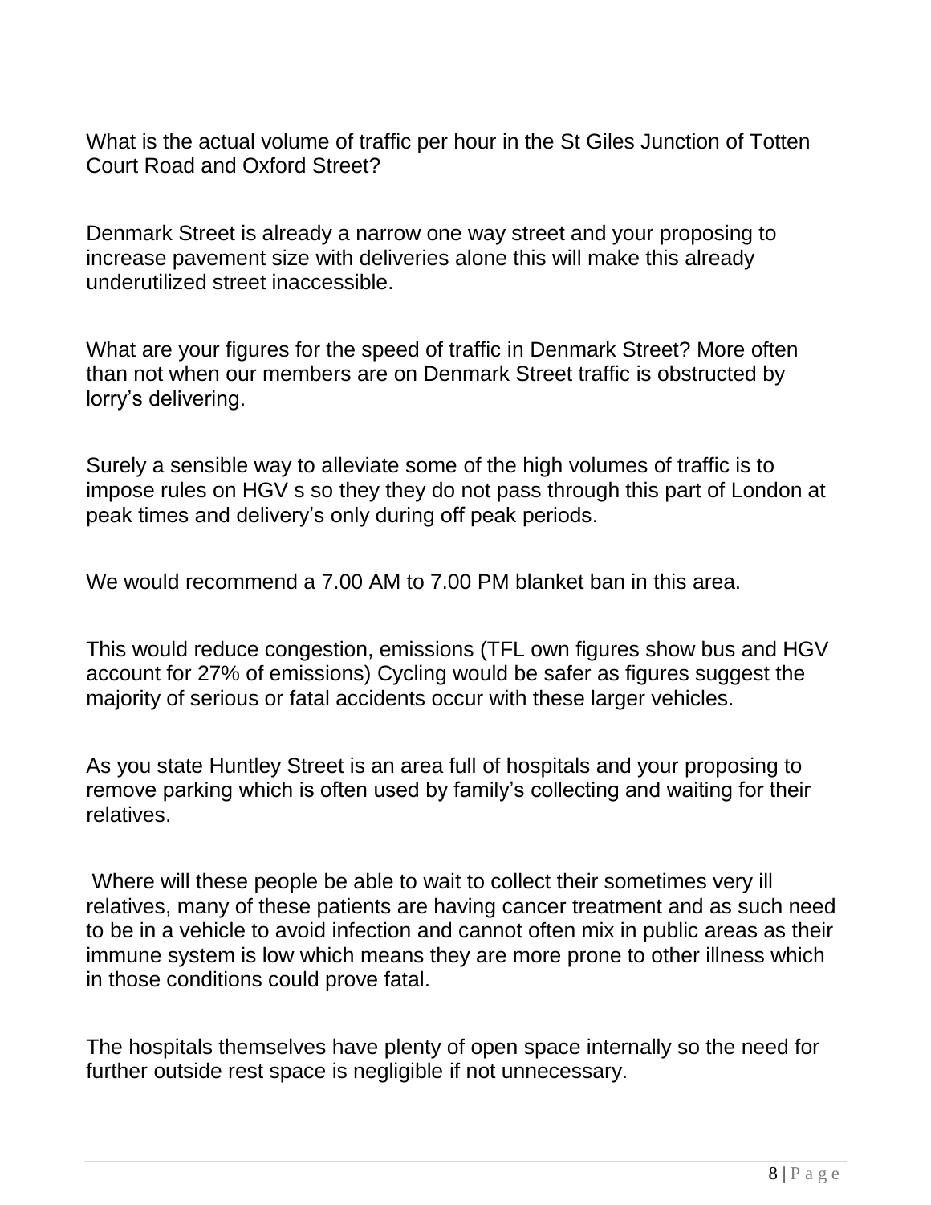What is the actual volume of traffic per hour in the St Giles Junction of Totten Court Road and Oxford Street?

Denmark Street is already a narrow one way street and your proposing to increase pavement size with deliveries alone this will make this already underutilized street inaccessible.

What are your figures for the speed of traffic in Denmark Street? More often than not when our members are on Denmark Street traffic is obstructed by lorry's delivering.

Surely a sensible way to alleviate some of the high volumes of traffic is to impose rules on HGV s so they they do not pass through this part of London at peak times and delivery's only during off peak periods.

We would recommend a 7.00 AM to 7.00 PM blanket ban in this area.

This would reduce congestion, emissions (TFL own figures show bus and HGV account for 27% of emissions) Cycling would be safer as figures suggest the majority of serious or fatal accidents occur with these larger vehicles.

As you state Huntley Street is an area full of hospitals and your proposing to remove parking which is often used by family's collecting and waiting for their relatives.

Where will these people be able to wait to collect their sometimes very ill relatives, many of these patients are having cancer treatment and as such need to be in a vehicle to avoid infection and cannot often mix in public areas as their immune system is low which means they are more prone to other illness which in those conditions could prove fatal.

The hospitals themselves have plenty of open space internally so the need for further outside rest space is negligible if not unnecessary.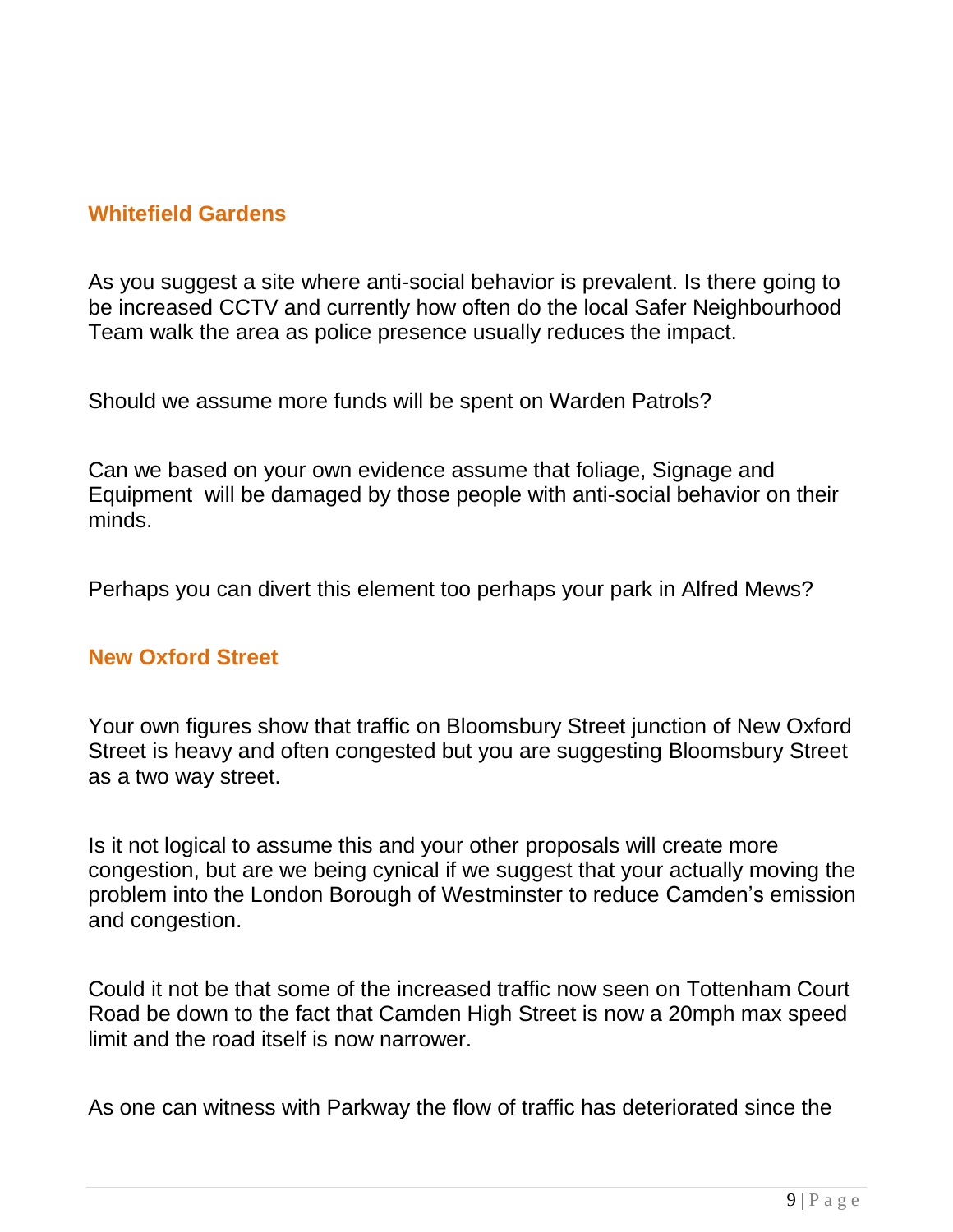### Whitefield Gardens

As you suggest a site where anti-social behavior is prevalent. Is there going to be increased CCTV and currently how often do the local Safer Neighbourhood Team walk the area as police presence usually reduces the impact.

Should we assume more funds will be spent on Warden Patrols?

Can we based on your own evidence assume that foliage, Signage and Equipment will be damaged by those people with anti-social behavior on their minds.

Perhaps you can divert this element too perhaps your park in Alfred Mews?

### New Oxford Street

Your own figures show that traffic on Bloomsbury Street junction of New Oxford Street is heavy and often congested but you are suggesting Bloomsbury Street as a two way street.

Is it not logical to assume this and your other proposals will create more congestion, but are we being cynical if we suggest that your actually moving the problem into the London Borough of Westminster to reduce Camden's emission and congestion.

Could it not be that some of the increased traffic now seen on Tottenham Court Road be down to the fact that Camden High Street is now a 20mph max speed limit and the road itself is now narrower.

As one can witness with Parkway the flow of traffic has deteriorated since the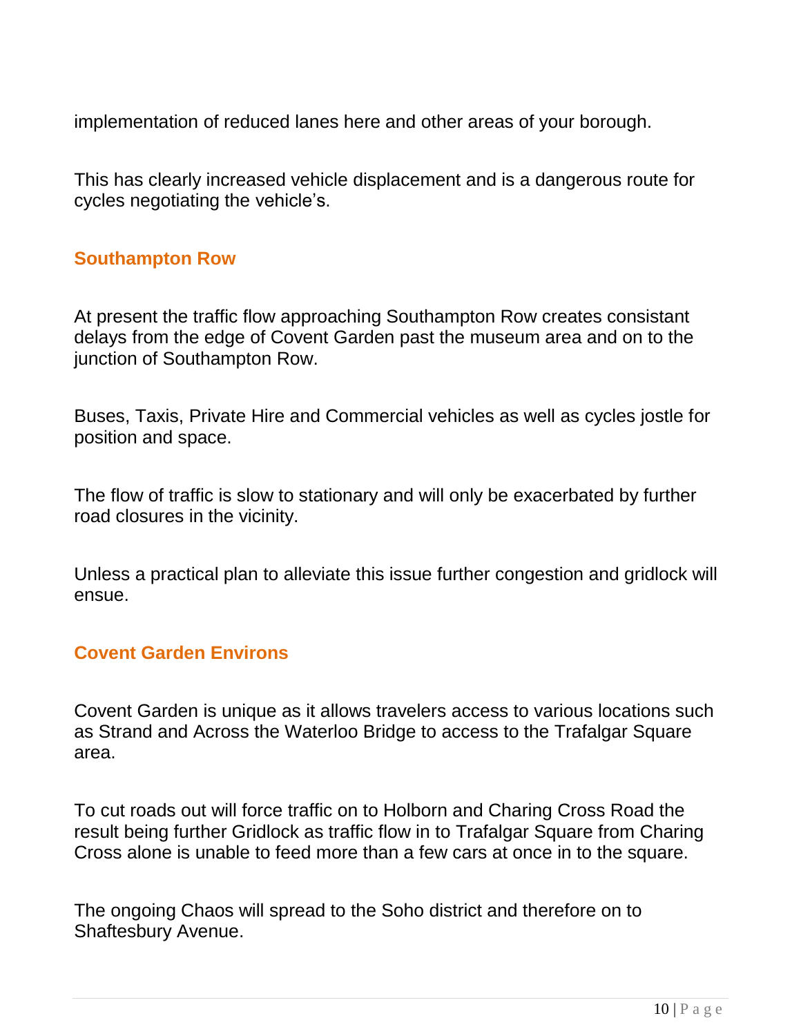implementation of reduced lanes here and other areas of your borough.

This has clearly increased vehicle displacement and is a dangerous route for cycles negotiating the vehicle's.

## Southampton Row

At present the traffic flow approaching Southampton Row creates consistant delays from the edge of Covent Garden past the museum area and on to the junction of Southampton Row.

Buses, Taxis, Private Hire and Commercial vehicles as well as cycles jostle for position and space.

The flow of traffic is slow to stationary and will only be exacerbated by further road closures in the vicinity.

Unless a practical plan to alleviate this issue further congestion and gridlock will ensue.

## Covent Garden Environs

Covent Garden is unique as it allows travelers access to various locations such as Strand and Across the Waterloo Bridge to access to the Trafalgar Square area.

To cut roads out will force traffic on to Holborn and Charing Cross Road the result being further Gridlock as traffic flow in to Trafalgar Square from Charing Cross alone is unable to feed more than a few cars at once in to the square.

The ongoing Chaos will spread to the Soho district and therefore on to Shaftesbury Avenue.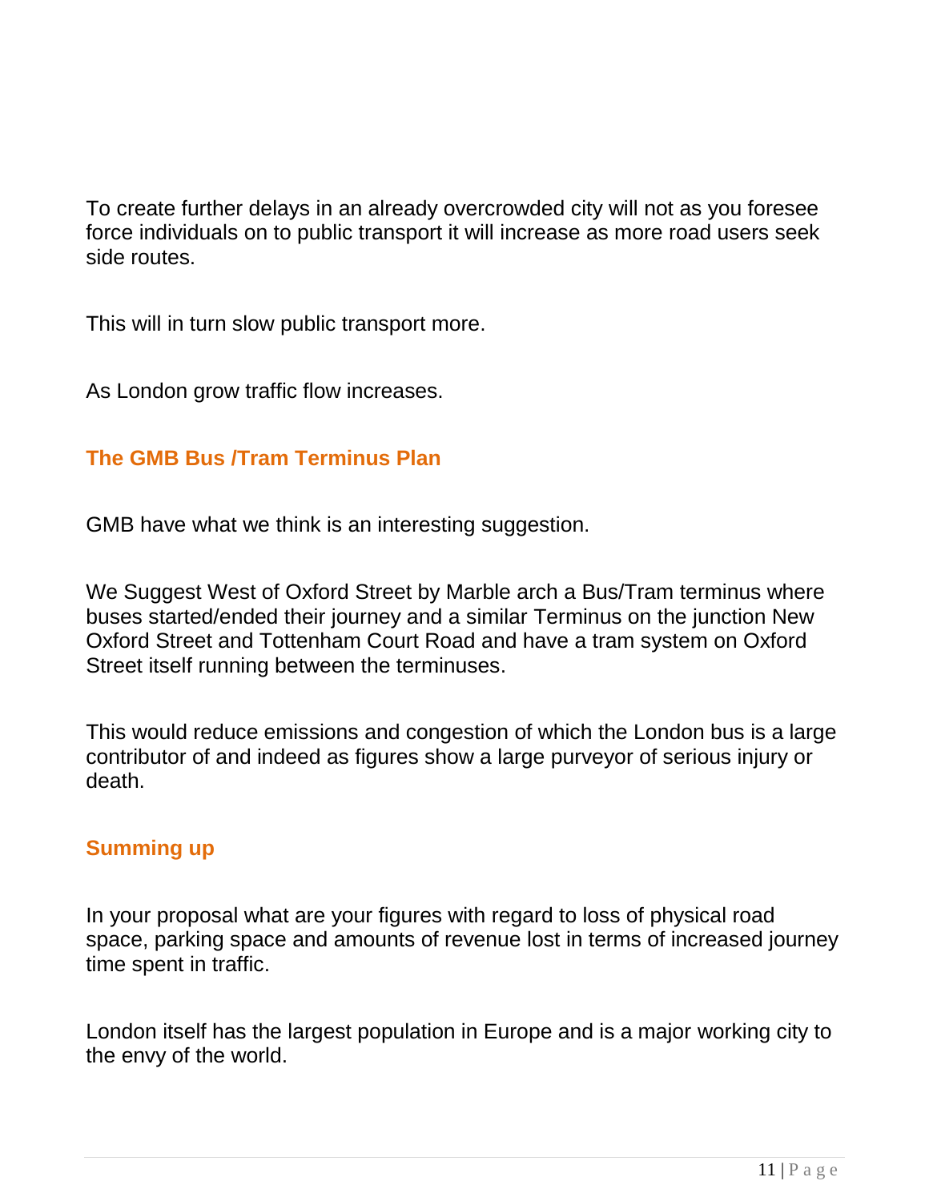To create further delays in an already overcrowded city will not as you foresee force individuals on to public transport it will increase as more road users seek side routes.

This will in turn slow public transport more.

As London grow traffic flow increases.

### The GMB Bus /Tram Terminus Plan

GMB have what we think is an interesting suggestion.

We Suggest West of Oxford Street by Marble arch a Bus/Tram terminus where buses started/ended their journey and a similar Terminus on the junction New Oxford Street and Tottenham Court Road and have a tram system on Oxford Street itself running between the terminuses.

This would reduce emissions and congestion of which the London bus is a large contributor of and indeed as figures show a large purveyor of serious injury or death.

### Summing up

In your proposal what are your figures with regard to loss of physical road space, parking space and amounts of revenue lost in terms of increased journey time spent in traffic.

London itself has the largest population in Europe and is a major working city to the envy of the world.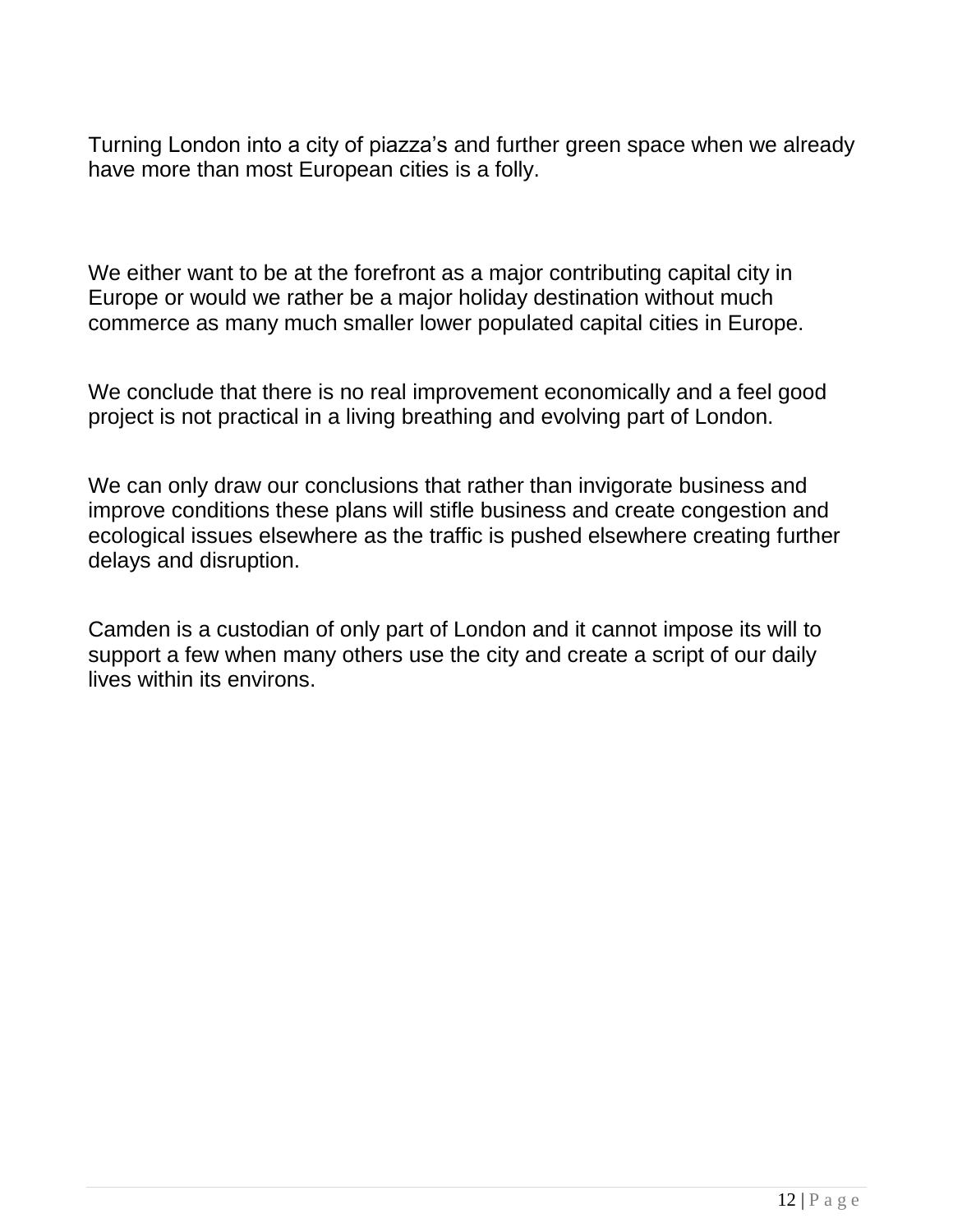Turning London into a city of piazza's and further green space when we already have more than most European cities is a folly.

We either want to be at the forefront as a major contributing capital city in Europe or would we rather be a major holiday destination without much commerce as many much smaller lower populated capital cities in Europe.

We conclude that there is no real improvement economically and a feel good project is not practical in a living breathing and evolving part of London.

We can only draw our conclusions that rather than invigorate business and improve conditions these plans will stifle business and create congestion and ecological issues elsewhere as the traffic is pushed elsewhere creating further delays and disruption.

Camden is a custodian of only part of London and it cannot impose its will to support a few when many others use the city and create a script of our daily lives within its environs.